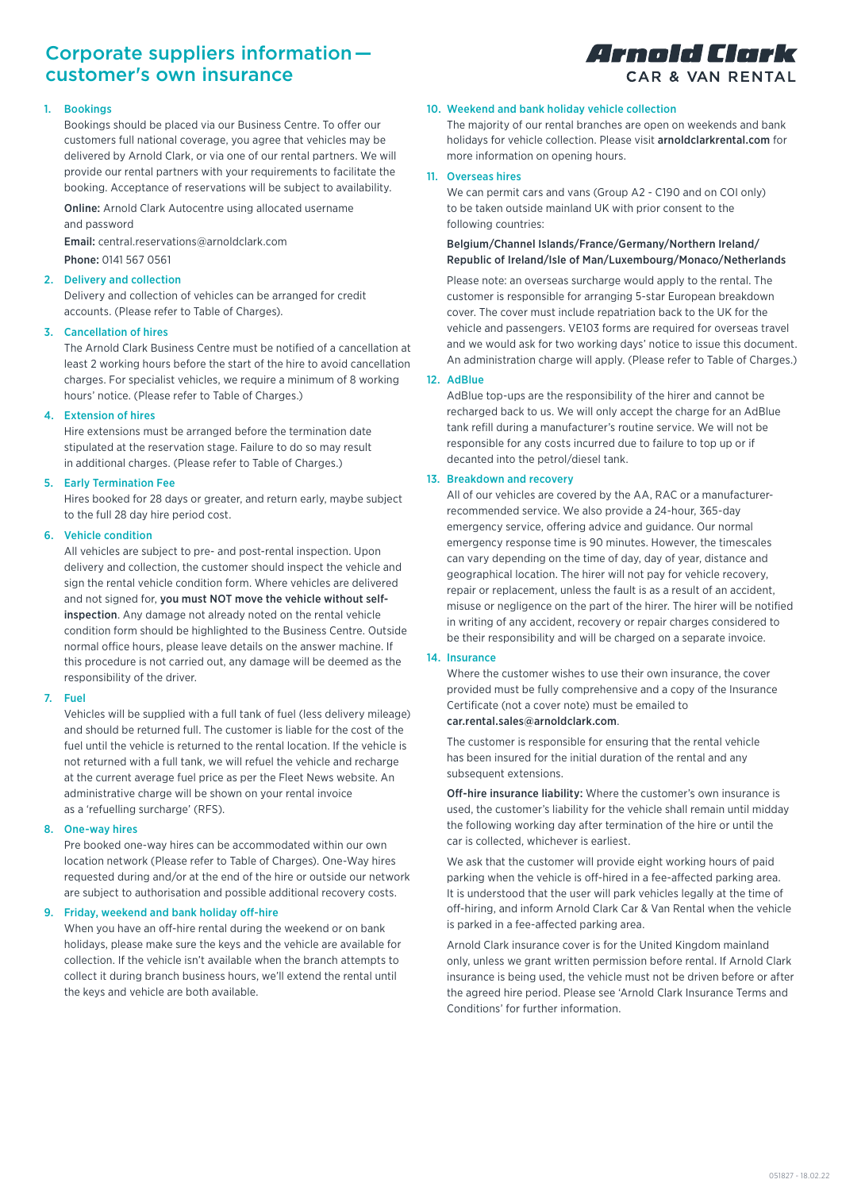# Corporate suppliers information — customer's own insurance

**Arnold Clark**
CAR & VAN RENTAL

### 1. Bookings

Bookings should be placed via our Business Centre. To offer our customers full national coverage, you agree that vehicles may be delivered by Arnold Clark, or via one of our rental partners. We will provide our rental partners with your requirements to facilitate the booking. Acceptance of reservations will be subject to availability.

**Online:** Arnold Clark Autocentre using allocated username and password

**Email:** central.reservations@arnoldclark.com

**Phone:** 0141 567 0561

### 2. Delivery and collection

Delivery and collection of vehicles can be arranged for credit accounts. (Please refer to Table of Charges).

### 3. Cancellation of hires

The Arnold Clark Business Centre must be notified of a cancellation at least 2 working hours before the start of the hire to avoid cancellation charges. For specialist vehicles, we require a minimum of 8 working hours' notice. (Please refer to Table of Charges.)

### 4. Extension of hires

Hire extensions must be arranged before the termination date stipulated at the reservation stage. Failure to do so may result in additional charges. (Please refer to Table of Charges.)

### 5. Early Termination Fee

Hires booked for 28 days or greater, and return early, maybe subject to the full 28 day hire period cost.

### 6. Vehicle condition

All vehicles are subject to pre- and post-rental inspection. Upon delivery and collection, the customer should inspect the vehicle and sign the rental vehicle condition form. Where vehicles are delivered and not signed for, **you must NOT move the vehicle without self-inspection**. Any damage not already noted on the rental vehicle condition form should be highlighted to the Business Centre. Outside normal office hours, please leave details on the answer machine. If this procedure is not carried out, any damage will be deemed as the responsibility of the driver.

### 7. Fuel

Vehicles will be supplied with a full tank of fuel (less delivery mileage) and should be returned full. The customer is liable for the cost of the fuel until the vehicle is returned to the rental location. If the vehicle is not returned with a full tank, we will refuel the vehicle and recharge at the current average fuel price as per the Fleet News website. An administrative charge will be shown on your rental invoice as a 'refuelling surcharge' (RFS).

### 8. One-way hires

Pre booked one-way hires can be accommodated within our own location network (Please refer to Table of Charges). One-Way hires requested during and/or at the end of the hire or outside our network are subject to authorisation and possible additional recovery costs.

### 9. Friday, weekend and bank holiday off-hire

When you have an off-hire rental during the weekend or on bank holidays, please make sure the keys and the vehicle are available for collection. If the vehicle isn't available when the branch attempts to collect it during branch business hours, we'll extend the rental until the keys and vehicle are both available.

### 10. Weekend and bank holiday vehicle collection

The majority of our rental branches are open on weekends and bank holidays for vehicle collection. Please visit **arnoldclarkrental.com** for more information on opening hours.

### 11. Overseas hires

We can permit cars and vans (Group A2 - C190 and on COI only) to be taken outside mainland UK with prior consent to the following countries:

Belgium/Channel Islands/France/Germany/Northern Ireland/ Republic of Ireland/Isle of Man/Luxembourg/Monaco/Netherlands

Please note: an overseas surcharge would apply to the rental. The customer is responsible for arranging 5-star European breakdown cover. The cover must include repatriation back to the UK for the vehicle and passengers. VE103 forms are required for overseas travel and we would ask for two working days' notice to issue this document. An administration charge will apply. (Please refer to Table of Charges.)

### 12. AdBlue

AdBlue top-ups are the responsibility of the hirer and cannot be recharged back to us. We will only accept the charge for an AdBlue tank refill during a manufacturer's routine service. We will not be responsible for any costs incurred due to failure to top up or if decanted into the petrol/diesel tank.

### 13. Breakdown and recovery

All of our vehicles are covered by the AA, RAC or a manufacturer-recommended service. We also provide a 24-hour, 365-day emergency service, offering advice and guidance. Our normal emergency response time is 90 minutes. However, the timescales can vary depending on the time of day, day of year, distance and geographical location. The hirer will not pay for vehicle recovery, repair or replacement, unless the fault is as a result of an accident, misuse or negligence on the part of the hirer. The hirer will be notified in writing of any accident, recovery or repair charges considered to be their responsibility and will be charged on a separate invoice.

### 14. Insurance

Where the customer wishes to use their own insurance, the cover provided must be fully comprehensive and a copy of the Insurance Certificate (not a cover note) must be emailed to **car.rental.sales@arnoldclark.com**.

The customer is responsible for ensuring that the rental vehicle has been insured for the initial duration of the rental and any subsequent extensions.

**Off-hire insurance liability:** Where the customer's own insurance is used, the customer's liability for the vehicle shall remain until midday the following working day after termination of the hire or until the car is collected, whichever is earliest.

We ask that the customer will provide eight working hours of paid parking when the vehicle is off-hired in a fee-affected parking area. It is understood that the user will park vehicles legally at the time of off-hiring, and inform Arnold Clark Car & Van Rental when the vehicle is parked in a fee-affected parking area.

Arnold Clark insurance cover is for the United Kingdom mainland only, unless we grant written permission before rental. If Arnold Clark insurance is being used, the vehicle must not be driven before or after the agreed hire period. Please see 'Arnold Clark Insurance Terms and Conditions' for further information.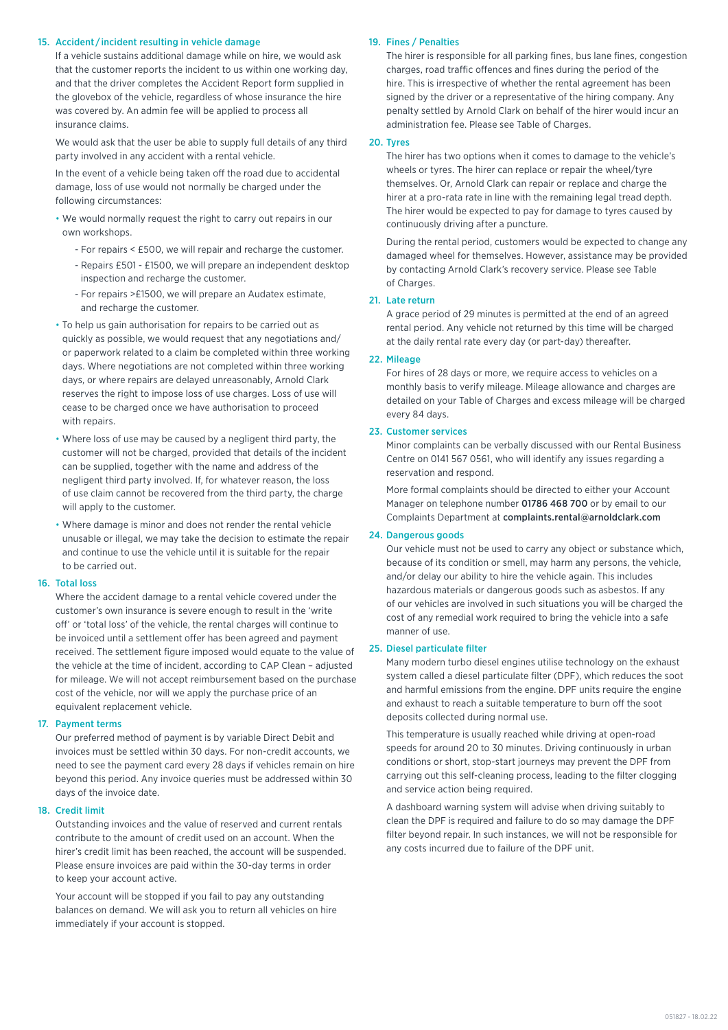## 15. Accident / incident resulting in vehicle damage

If a vehicle sustains additional damage while on hire, we would ask that the customer reports the incident to us within one working day, and that the driver completes the Accident Report form supplied in the glovebox of the vehicle, regardless of whose insurance the hire was covered by. An admin fee will be applied to process all insurance claims.

We would ask that the user be able to supply full details of any third party involved in any accident with a rental vehicle.

In the event of a vehicle being taken off the road due to accidental damage, loss of use would not normally be charged under the following circumstances:

- We would normally request the right to carry out repairs in our own workshops.
  - For repairs < £500, we will repair and recharge the customer.
  - Repairs £501 - £1500, we will prepare an independent desktop inspection and recharge the customer.
  - For repairs >£1500, we will prepare an Audatex estimate, and recharge the customer.
- To help us gain authorisation for repairs to be carried out as quickly as possible, we would request that any negotiations and/or paperwork related to a claim be completed within three working days. Where negotiations are not completed within three working days, or where repairs are delayed unreasonably, Arnold Clark reserves the right to impose loss of use charges. Loss of use will cease to be charged once we have authorisation to proceed with repairs.
- Where loss of use may be caused by a negligent third party, the customer will not be charged, provided that details of the incident can be supplied, together with the name and address of the negligent third party involved. If, for whatever reason, the loss of use claim cannot be recovered from the third party, the charge will apply to the customer.
- Where damage is minor and does not render the rental vehicle unusable or illegal, we may take the decision to estimate the repair and continue to use the vehicle until it is suitable for the repair to be carried out.

## 16. Total loss

Where the accident damage to a rental vehicle covered under the customer's own insurance is severe enough to result in the 'write off' or 'total loss' of the vehicle, the rental charges will continue to be invoiced until a settlement offer has been agreed and payment received. The settlement figure imposed would equate to the value of the vehicle at the time of incident, according to CAP Clean – adjusted for mileage. We will not accept reimbursement based on the purchase cost of the vehicle, nor will we apply the purchase price of an equivalent replacement vehicle.

## 17. Payment terms

Our preferred method of payment is by variable Direct Debit and invoices must be settled within 30 days. For non-credit accounts, we need to see the payment card every 28 days if vehicles remain on hire beyond this period. Any invoice queries must be addressed within 30 days of the invoice date.

## 18. Credit limit

Outstanding invoices and the value of reserved and current rentals contribute to the amount of credit used on an account. When the hirer's credit limit has been reached, the account will be suspended. Please ensure invoices are paid within the 30-day terms in order to keep your account active.

Your account will be stopped if you fail to pay any outstanding balances on demand. We will ask you to return all vehicles on hire immediately if your account is stopped.

## 19. Fines / Penalties

The hirer is responsible for all parking fines, bus lane fines, congestion charges, road traffic offences and fines during the period of the hire. This is irrespective of whether the rental agreement has been signed by the driver or a representative of the hiring company. Any penalty settled by Arnold Clark on behalf of the hirer would incur an administration fee. Please see Table of Charges.

## 20. Tyres

The hirer has two options when it comes to damage to the vehicle's wheels or tyres. The hirer can replace or repair the wheel/tyre themselves. Or, Arnold Clark can repair or replace and charge the hirer at a pro-rata rate in line with the remaining legal tread depth. The hirer would be expected to pay for damage to tyres caused by continuously driving after a puncture.

During the rental period, customers would be expected to change any damaged wheel for themselves. However, assistance may be provided by contacting Arnold Clark's recovery service. Please see Table of Charges.

## 21. Late return

A grace period of 29 minutes is permitted at the end of an agreed rental period. Any vehicle not returned by this time will be charged at the daily rental rate every day (or part-day) thereafter.

## 22. Mileage

For hires of 28 days or more, we require access to vehicles on a monthly basis to verify mileage. Mileage allowance and charges are detailed on your Table of Charges and excess mileage will be charged every 84 days.

## 23. Customer services

Minor complaints can be verbally discussed with our Rental Business Centre on 0141 567 0561, who will identify any issues regarding a reservation and respond.

More formal complaints should be directed to either your Account Manager on telephone number **01786 468 700** or by email to our Complaints Department at **complaints.rental@arnoldclark.com**

## 24. Dangerous goods

Our vehicle must not be used to carry any object or substance which, because of its condition or smell, may harm any persons, the vehicle, and/or delay our ability to hire the vehicle again. This includes hazardous materials or dangerous goods such as asbestos. If any of our vehicles are involved in such situations you will be charged the cost of any remedial work required to bring the vehicle into a safe manner of use.

## 25. Diesel particulate filter

Many modern turbo diesel engines utilise technology on the exhaust system called a diesel particulate filter (DPF), which reduces the soot and harmful emissions from the engine. DPF units require the engine and exhaust to reach a suitable temperature to burn off the soot deposits collected during normal use.

This temperature is usually reached while driving at open-road speeds for around 20 to 30 minutes. Driving continuously in urban conditions or short, stop-start journeys may prevent the DPF from carrying out this self-cleaning process, leading to the filter clogging and service action being required.

A dashboard warning system will advise when driving suitably to clean the DPF is required and failure to do so may damage the DPF filter beyond repair. In such instances, we will not be responsible for any costs incurred due to failure of the DPF unit.

051827 - 18.02.22